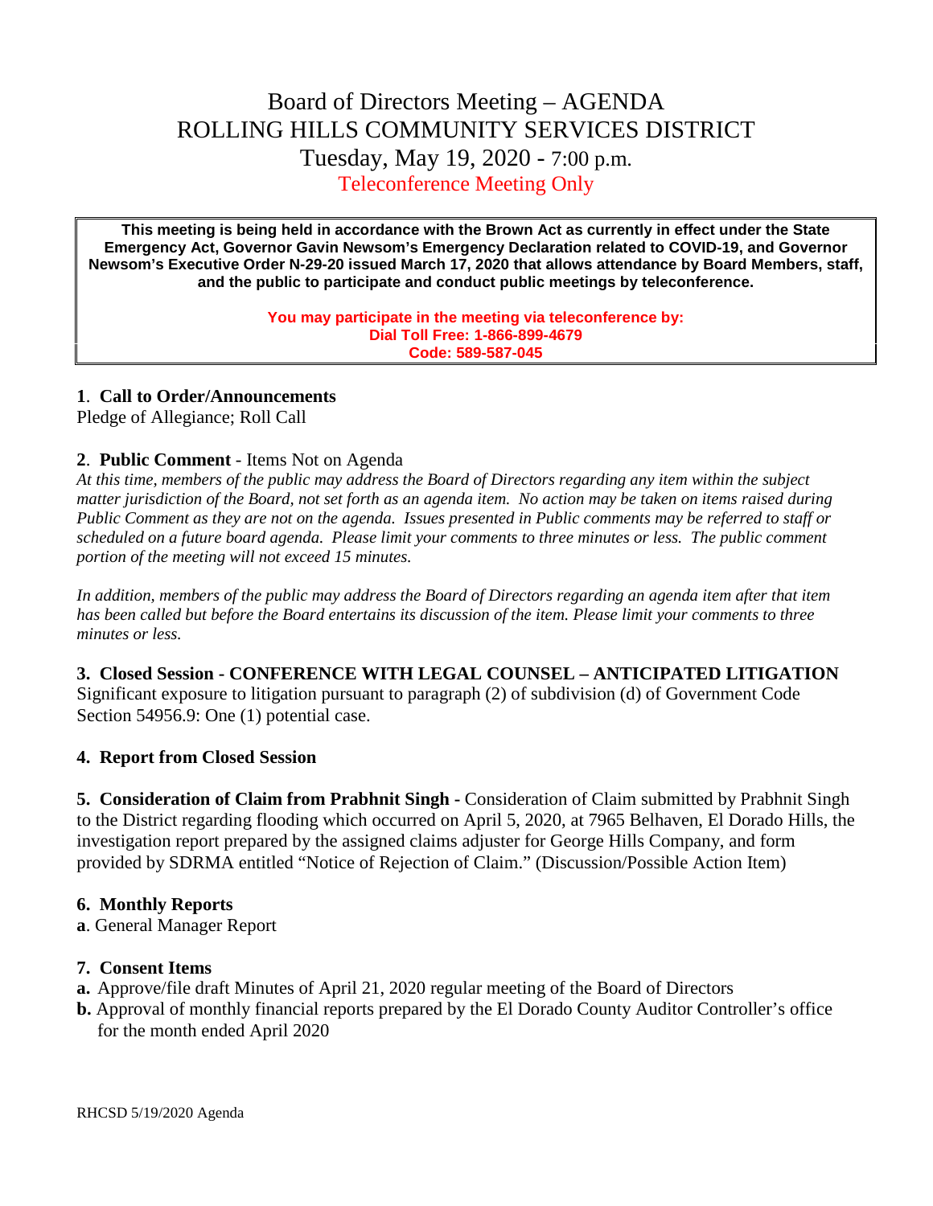# Board of Directors Meeting – AGENDA
# ROLLING HILLS COMMUNITY SERVICES DISTRICT
## Tuesday, May 19, 2020 - 7:00 p.m.
## Teleconference Meeting Only

**This meeting is being held in accordance with the Brown Act as currently in effect under the State Emergency Act, Governor Gavin Newsom's Emergency Declaration related to COVID-19, and Governor Newsom's Executive Order N-29-20 issued March 17, 2020 that allows attendance by Board Members, staff, and the public to participate and conduct public meetings by teleconference.**

**You may participate in the meeting via teleconference by:**
**Dial Toll Free: 1-866-899-4679**
**Code: 589-587-045**

**1**. **Call to Order/Announcements**
Pledge of Allegiance; Roll Call

**2**. **Public Comment** - Items Not on Agenda
*At this time, members of the public may address the Board of Directors regarding any item within the subject matter jurisdiction of the Board, not set forth as an agenda item. No action may be taken on items raised during Public Comment as they are not on the agenda. Issues presented in Public comments may be referred to staff or scheduled on a future board agenda. Please limit your comments to three minutes or less. The public comment portion of the meeting will not exceed 15 minutes.*

*In addition, members of the public may address the Board of Directors regarding an agenda item after that item has been called but before the Board entertains its discussion of the item. Please limit your comments to three minutes or less.*

**3. Closed Session - CONFERENCE WITH LEGAL COUNSEL – ANTICIPATED LITIGATION**
Significant exposure to litigation pursuant to paragraph (2) of subdivision (d) of Government Code Section 54956.9: One (1) potential case.

**4. Report from Closed Session**

**5. Consideration of Claim from Prabhnit Singh -** Consideration of Claim submitted by Prabhnit Singh to the District regarding flooding which occurred on April 5, 2020, at 7965 Belhaven, El Dorado Hills, the investigation report prepared by the assigned claims adjuster for George Hills Company, and form provided by SDRMA entitled "Notice of Rejection of Claim." (Discussion/Possible Action Item)

**6. Monthly Reports**
**a**. General Manager Report

**7. Consent Items**
**a.** Approve/file draft Minutes of April 21, 2020 regular meeting of the Board of Directors
**b.** Approval of monthly financial reports prepared by the El Dorado County Auditor Controller's office for the month ended April 2020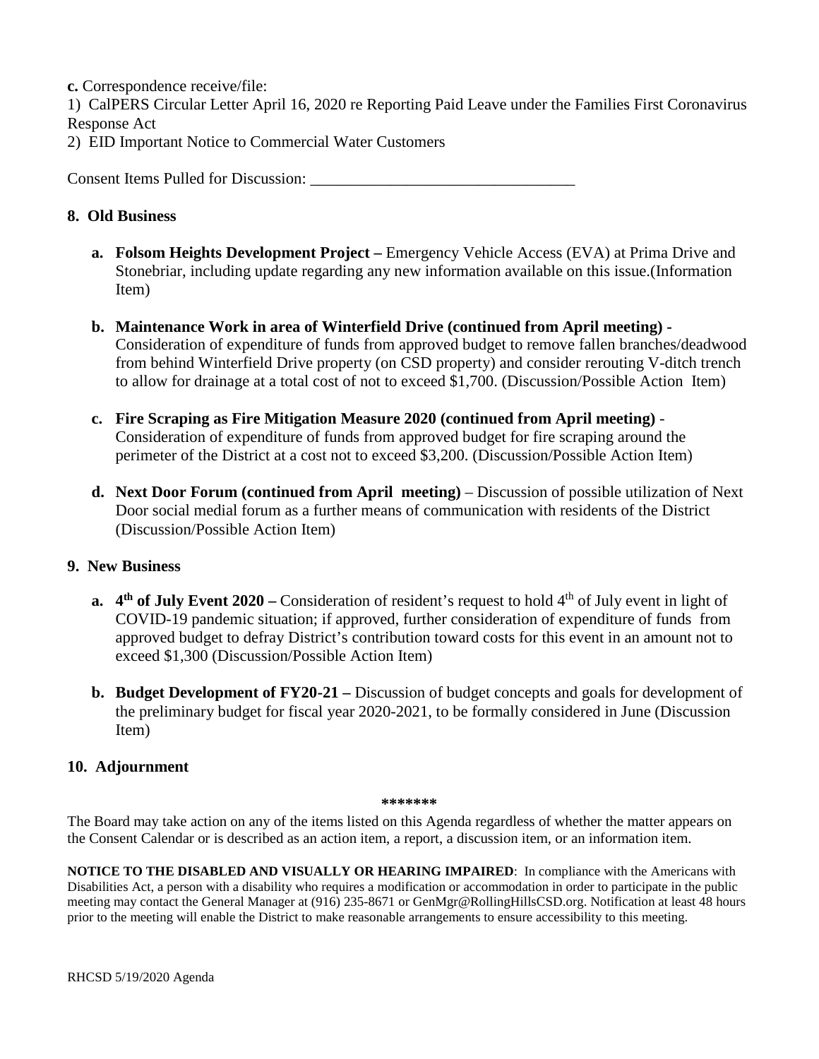**c.** Correspondence receive/file:

1) CalPERS Circular Letter April 16, 2020 re Reporting Paid Leave under the Families First Coronavirus Response Act

2) EID Important Notice to Commercial Water Customers

Consent Items Pulled for Discussion: _________________________________

## 8. Old Business

- **a. Folsom Heights Development Project –** Emergency Vehicle Access (EVA) at Prima Drive and Stonebriar, including update regarding any new information available on this issue.(Information Item)

- **b. Maintenance Work in area of Winterfield Drive (continued from April meeting)** - Consideration of expenditure of funds from approved budget to remove fallen branches/deadwood from behind Winterfield Drive property (on CSD property) and consider rerouting V-ditch trench to allow for drainage at a total cost of not to exceed $1,700. (Discussion/Possible Action Item)

- **c. Fire Scraping as Fire Mitigation Measure 2020 (continued from April meeting)** - Consideration of expenditure of funds from approved budget for fire scraping around the perimeter of the District at a cost not to exceed $3,200. (Discussion/Possible Action Item)

- **d. Next Door Forum (continued from April meeting)** – Discussion of possible utilization of Next Door social medial forum as a further means of communication with residents of the District (Discussion/Possible Action Item)

## 9. New Business

- **a. 4th of July Event 2020 –** Consideration of resident's request to hold 4th of July event in light of COVID-19 pandemic situation; if approved, further consideration of expenditure of funds from approved budget to defray District's contribution toward costs for this event in an amount not to exceed $1,300 (Discussion/Possible Action Item)

- **b. Budget Development of FY20-21 –** Discussion of budget concepts and goals for development of the preliminary budget for fiscal year 2020-2021, to be formally considered in June (Discussion Item)

## 10. Adjournment

*******

The Board may take action on any of the items listed on this Agenda regardless of whether the matter appears on the Consent Calendar or is described as an action item, a report, a discussion item, or an information item.

**NOTICE TO THE DISABLED AND VISUALLY OR HEARING IMPAIRED**: In compliance with the Americans with Disabilities Act, a person with a disability who requires a modification or accommodation in order to participate in the public meeting may contact the General Manager at (916) 235-8671 or GenMgr@RollingHillsCSD.org. Notification at least 48 hours prior to the meeting will enable the District to make reasonable arrangements to ensure accessibility to this meeting.